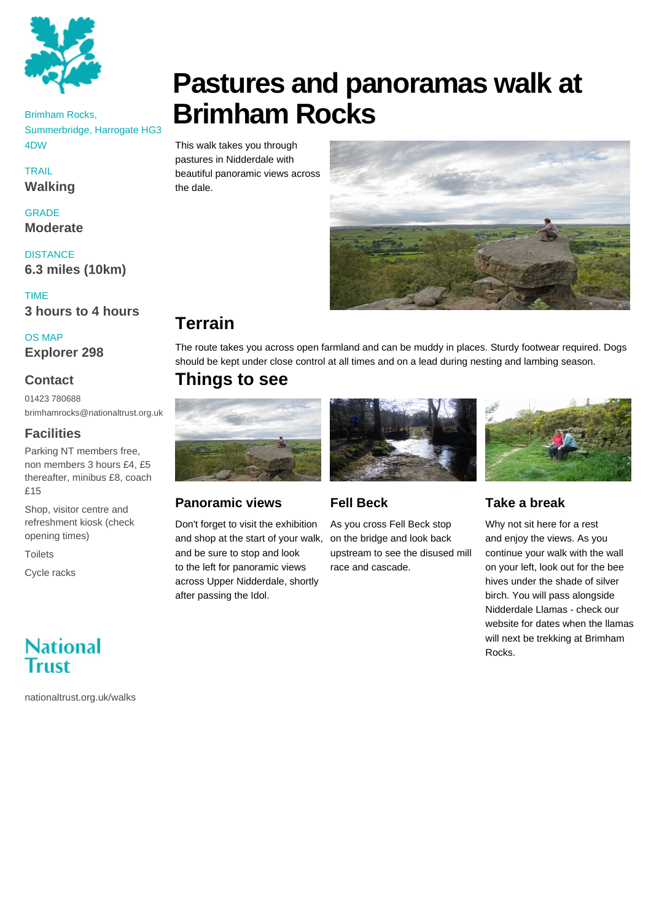# Pastures and panoramas walk at Brimham Rocks

Brimham Rocks, Summerbridge, Harrogate HG3 4DW

TRAIL
**Walking**

GRADE
**Moderate**

DISTANCE
**6.3 miles (10km)**

TIME
**3 hours to 4 hours**

OS MAP
**Explorer 298**

### Contact

01423 780688
brimhamrocks@nationaltrust.org.uk

### Facilities

Parking NT members free, non members 3 hours £4, £5 thereafter, minibus £8, coach £15

Shop, visitor centre and refreshment kiosk (check opening times)

Toilets

Cycle racks

National Trust

nationaltrust.org.uk/walks

This walk takes you through pastures in Nidderdale with beautiful panoramic views across the dale.

## Terrain

The route takes you across open farmland and can be muddy in places. Sturdy footwear required. Dogs should be kept under close control at all times and on a lead during nesting and lambing season.

## Things to see

### Panoramic views

Don't forget to visit the exhibition and shop at the start of your walk, and be sure to stop and look to the left for panoramic views across Upper Nidderdale, shortly after passing the Idol.

### Fell Beck

As you cross Fell Beck stop on the bridge and look back upstream to see the disused mill race and cascade.

### Take a break

Why not sit here for a rest and enjoy the views. As you continue your walk with the wall on your left, look out for the bee hives under the shade of silver birch. You will pass alongside Nidderdale Llamas - check our website for dates when the llamas will next be trekking at Brimham Rocks.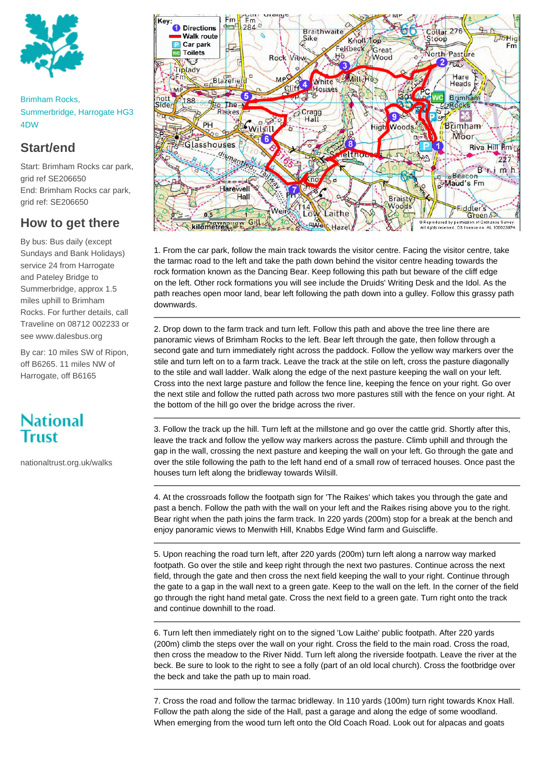Brimham Rocks, Summerbridge, Harrogate HG3 4DW

## Start/end

Start: Brimham Rocks car park, grid ref SE206650
End: Brimham Rocks car park, grid ref: SE206650

## How to get there

By bus: Bus daily (except Sundays and Bank Holidays) service 24 from Harrogate and Pateley Bridge to Summerbridge, approx 1.5 miles uphill to Brimham Rocks. For further details, call Traveline on 08712 002233 or see www.dalesbus.org

By car: 10 miles SW of Ripon, off B6265. 11 miles NW of Harrogate, off B6165

National Trust

nationaltrust.org.uk/walks

1. From the car park, follow the main track towards the visitor centre. Facing the visitor centre, take the tarmac road to the left and take the path down behind the visitor centre heading towards the rock formation known as the Dancing Bear. Keep following this path but beware of the cliff edge on the left. Other rock formations you will see include the Druids' Writing Desk and the Idol. As the path reaches open moor land, bear left following the path down into a gulley. Follow this grassy path downwards.

2. Drop down to the farm track and turn left. Follow this path and above the tree line there are panoramic views of Brimham Rocks to the left. Bear left through the gate, then follow through a second gate and turn immediately right across the paddock. Follow the yellow way markers over the stile and turn left on to a farm track. Leave the track at the stile on left, cross the pasture diagonally to the stile and wall ladder. Walk along the edge of the next pasture keeping the wall on your left. Cross into the next large pasture and follow the fence line, keeping the fence on your right. Go over the next stile and follow the rutted path across two more pastures still with the fence on your right. At the bottom of the hill go over the bridge across the river.

3. Follow the track up the hill. Turn left at the millstone and go over the cattle grid. Shortly after this, leave the track and follow the yellow way markers across the pasture. Climb uphill and through the gap in the wall, crossing the next pasture and keeping the wall on your left. Go through the gate and over the stile following the path to the left hand end of a small row of terraced houses. Once past the houses turn left along the bridleway towards Wilsill.

4. At the crossroads follow the footpath sign for 'The Raikes' which takes you through the gate and past a bench. Follow the path with the wall on your left and the Raikes rising above you to the right. Bear right when the path joins the farm track. In 220 yards (200m) stop for a break at the bench and enjoy panoramic views to Menwith Hill, Knabbs Edge Wind farm and Guiscliffe.

5. Upon reaching the road turn left, after 220 yards (200m) turn left along a narrow way marked footpath. Go over the stile and keep right through the next two pastures. Continue across the next field, through the gate and then cross the next field keeping the wall to your right. Continue through the gate to a gap in the wall next to a green gate. Keep to the wall on the left. In the corner of the field go through the right hand metal gate. Cross the next field to a green gate. Turn right onto the track and continue downhill to the road.

6. Turn left then immediately right on to the signed 'Low Laithe' public footpath. After 220 yards (200m) climb the steps over the wall on your right. Cross the field to the main road. Cross the road, then cross the meadow to the River Nidd. Turn left along the riverside footpath. Leave the river at the beck. Be sure to look to the right to see a folly (part of an old local church). Cross the footbridge over the beck and take the path up to main road.

7. Cross the road and follow the tarmac bridleway. In 110 yards (100m) turn right towards Knox Hall. Follow the path along the side of the Hall, past a garage and along the edge of some woodland. When emerging from the wood turn left onto the Old Coach Road. Look out for alpacas and goats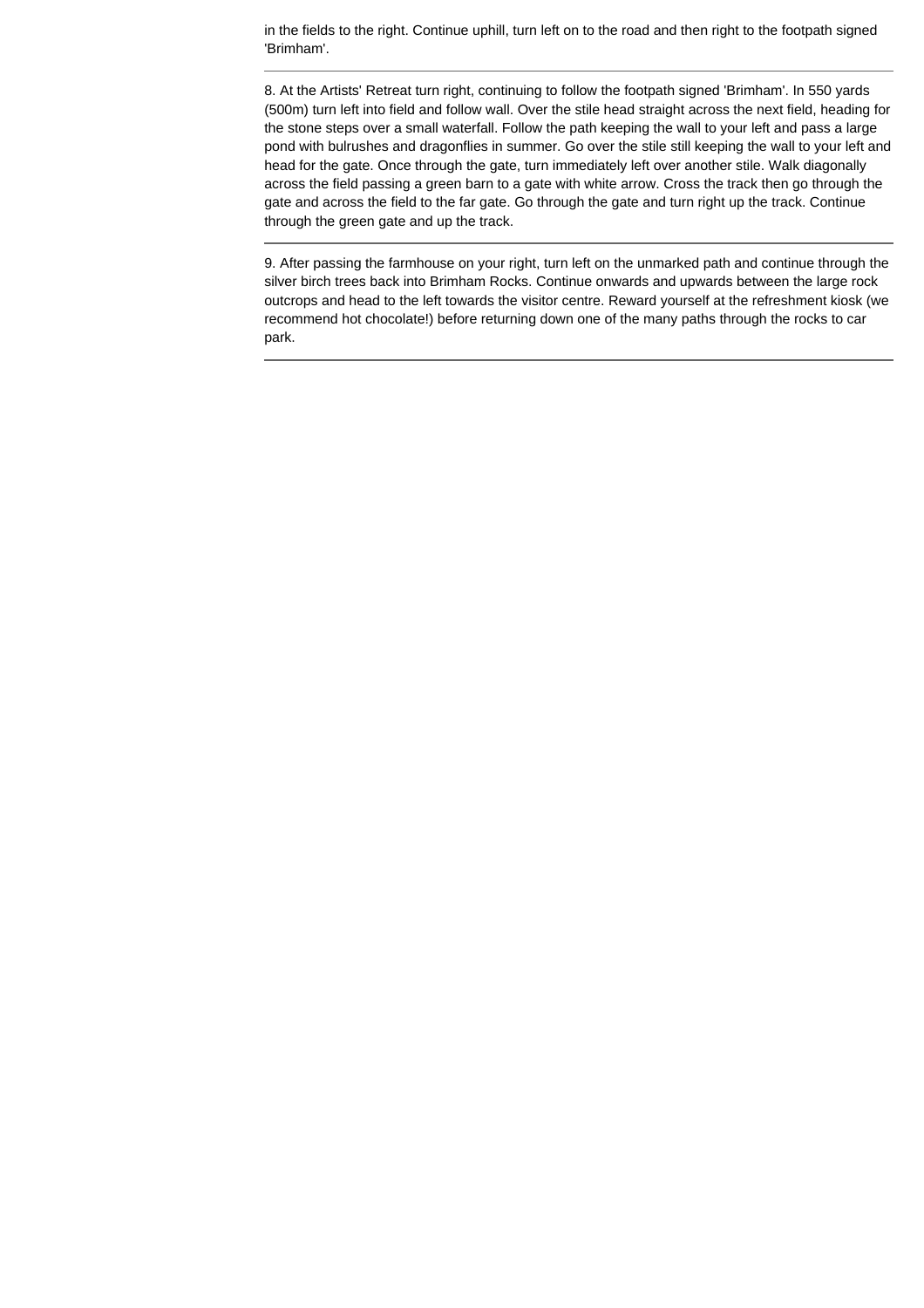in the fields to the right. Continue uphill, turn left on to the road and then right to the footpath signed 'Brimham'.

---

8. At the Artists' Retreat turn right, continuing to follow the footpath signed 'Brimham'. In 550 yards (500m) turn left into field and follow wall. Over the stile head straight across the next field, heading for the stone steps over a small waterfall. Follow the path keeping the wall to your left and pass a large pond with bulrushes and dragonflies in summer. Go over the stile still keeping the wall to your left and head for the gate. Once through the gate, turn immediately left over another stile. Walk diagonally across the field passing a green barn to a gate with white arrow. Cross the track then go through the gate and across the field to the far gate. Go through the gate and turn right up the track. Continue through the green gate and up the track.

---

9. After passing the farmhouse on your right, turn left on the unmarked path and continue through the silver birch trees back into Brimham Rocks. Continue onwards and upwards between the large rock outcrops and head to the left towards the visitor centre. Reward yourself at the refreshment kiosk (we recommend hot chocolate!) before returning down one of the many paths through the rocks to car park.

---